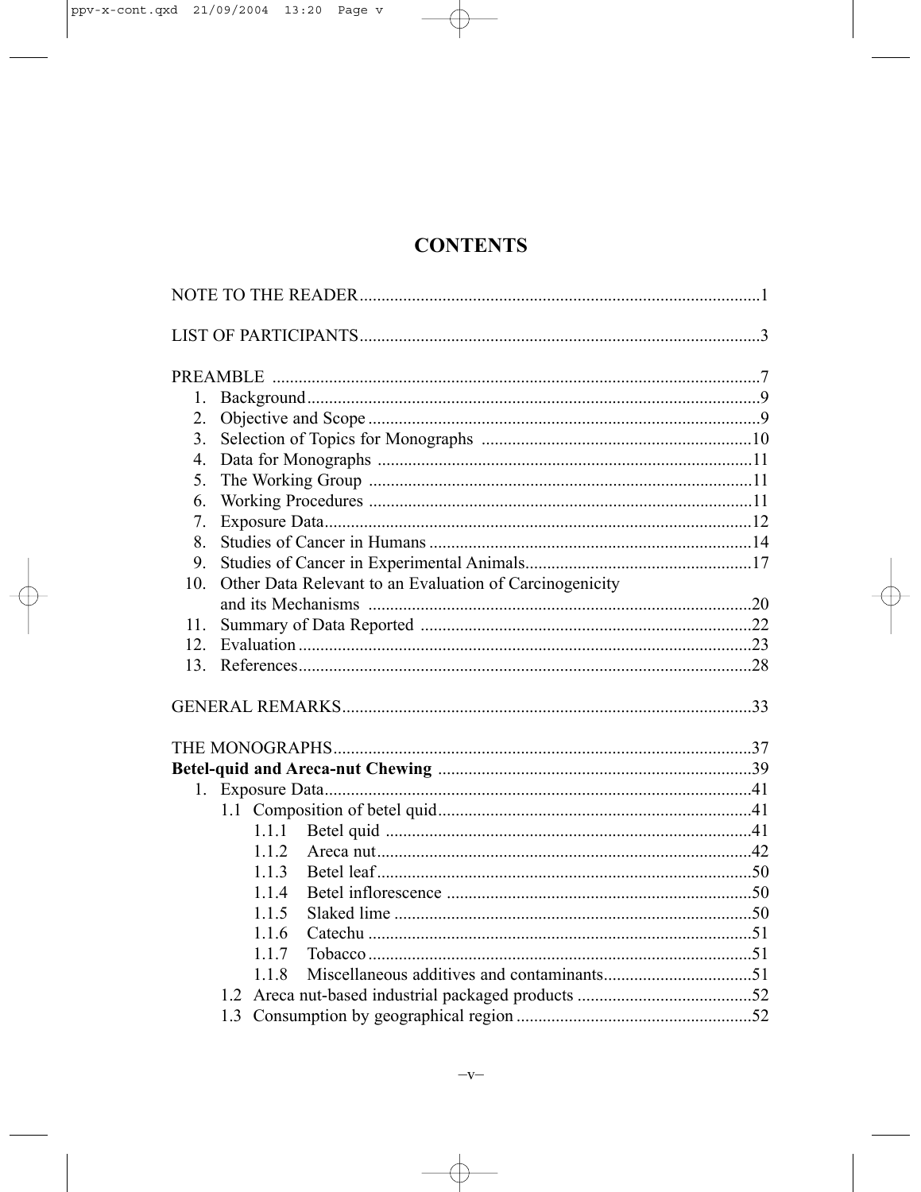# CONTENTS

NOTE TO THE READER...........................................................................................1

LIST OF PARTICIPANTS...........................................................................................3

PREAMBLE ...............................................................................................................7

1. Background.......................................................................................................9
2. Objective and Scope .........................................................................................9
3. Selection of Topics for Monographs ..............................................................10
4. Data for Monographs ......................................................................................11
5. The Working Group ........................................................................................11
6. Working Procedures ........................................................................................11
7. Exposure Data..................................................................................................12
8. Studies of Cancer in Humans ..........................................................................14
9. Studies of Cancer in Experimental Animals....................................................17
10. Other Data Relevant to an Evaluation of Carcinogenicity and its Mechanisms ........................................................................................20
11. Summary of Data Reported ............................................................................22
12. Evaluation ........................................................................................................23
13. References........................................................................................................28

GENERAL REMARKS.............................................................................................33

THE MONOGRAPHS...............................................................................................37

**Betel-quid and Areca-nut Chewing** .......................................................................39

1. Exposure Data.................................................................................................41
   - 1.1 Composition of betel quid.......................................................................41
     - 1.1.1 Betel quid ...................................................................................41
     - 1.1.2 Areca nut.....................................................................................42
     - 1.1.3 Betel leaf.....................................................................................50
     - 1.1.4 Betel inflorescence .....................................................................50
     - 1.1.5 Slaked lime .................................................................................50
     - 1.1.6 Catechu .......................................................................................51
     - 1.1.7 Tobacco .......................................................................................51
     - 1.1.8 Miscellaneous additives and contaminants..................................51
   - 1.2 Areca nut-based industrial packaged products ........................................52
   - 1.3 Consumption by geographical region .....................................................52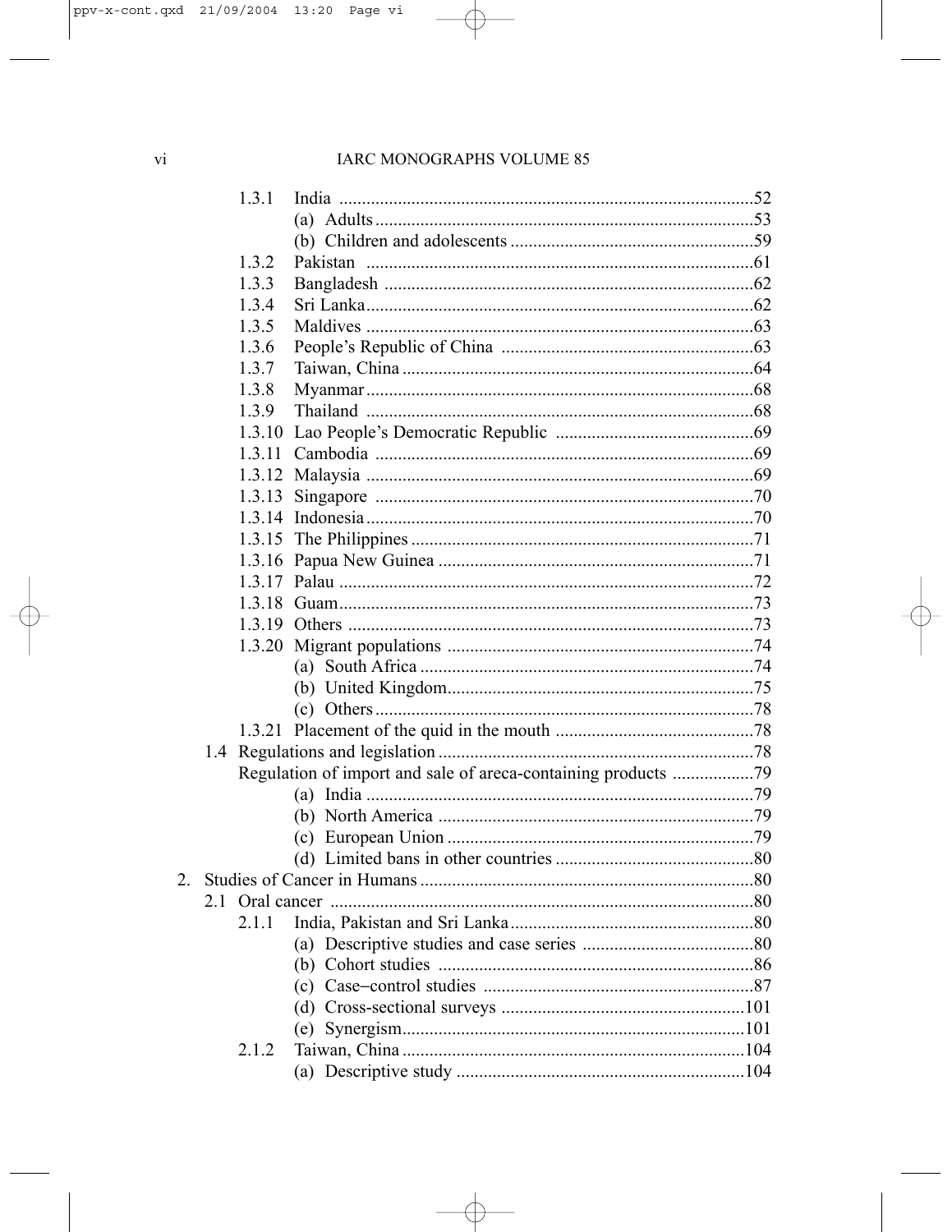| | | |
|---|---|---|
| 1.3.1 | India | 52 |
| | (a) Adults | 53 |
| | (b) Children and adolescents | 59 |
| 1.3.2 | Pakistan | 61 |
| 1.3.3 | Bangladesh | 62 |
| 1.3.4 | Sri Lanka | 62 |
| 1.3.5 | Maldives | 63 |
| 1.3.6 | People's Republic of China | 63 |
| 1.3.7 | Taiwan, China | 64 |
| 1.3.8 | Myanmar | 68 |
| 1.3.9 | Thailand | 68 |
| 1.3.10 | Lao People's Democratic Republic | 69 |
| 1.3.11 | Cambodia | 69 |
| 1.3.12 | Malaysia | 69 |
| 1.3.13 | Singapore | 70 |
| 1.3.14 | Indonesia | 70 |
| 1.3.15 | The Philippines | 71 |
| 1.3.16 | Papua New Guinea | 71 |
| 1.3.17 | Palau | 72 |
| 1.3.18 | Guam | 73 |
| 1.3.19 | Others | 73 |
| 1.3.20 | Migrant populations | 74 |
| | (a) South Africa | 74 |
| | (b) United Kingdom | 75 |
| | (c) Others | 78 |
| 1.3.21 | Placement of the quid in the mouth | 78 |
| 1.4 | Regulations and legislation | 78 |
| | Regulation of import and sale of areca-containing products | 79 |
| | (a) India | 79 |
| | (b) North America | 79 |
| | (c) European Union | 79 |
| | (d) Limited bans in other countries | 80 |
| 2. | Studies of Cancer in Humans | 80 |
| 2.1 | Oral cancer | 80 |
| 2.1.1 | India, Pakistan and Sri Lanka | 80 |
| | (a) Descriptive studies and case series | 80 |
| | (b) Cohort studies | 86 |
| | (c) Case–control studies | 87 |
| | (d) Cross-sectional surveys | 101 |
| | (e) Synergism | 101 |
| 2.1.2 | Taiwan, China | 104 |
| | (a) Descriptive study | 104 |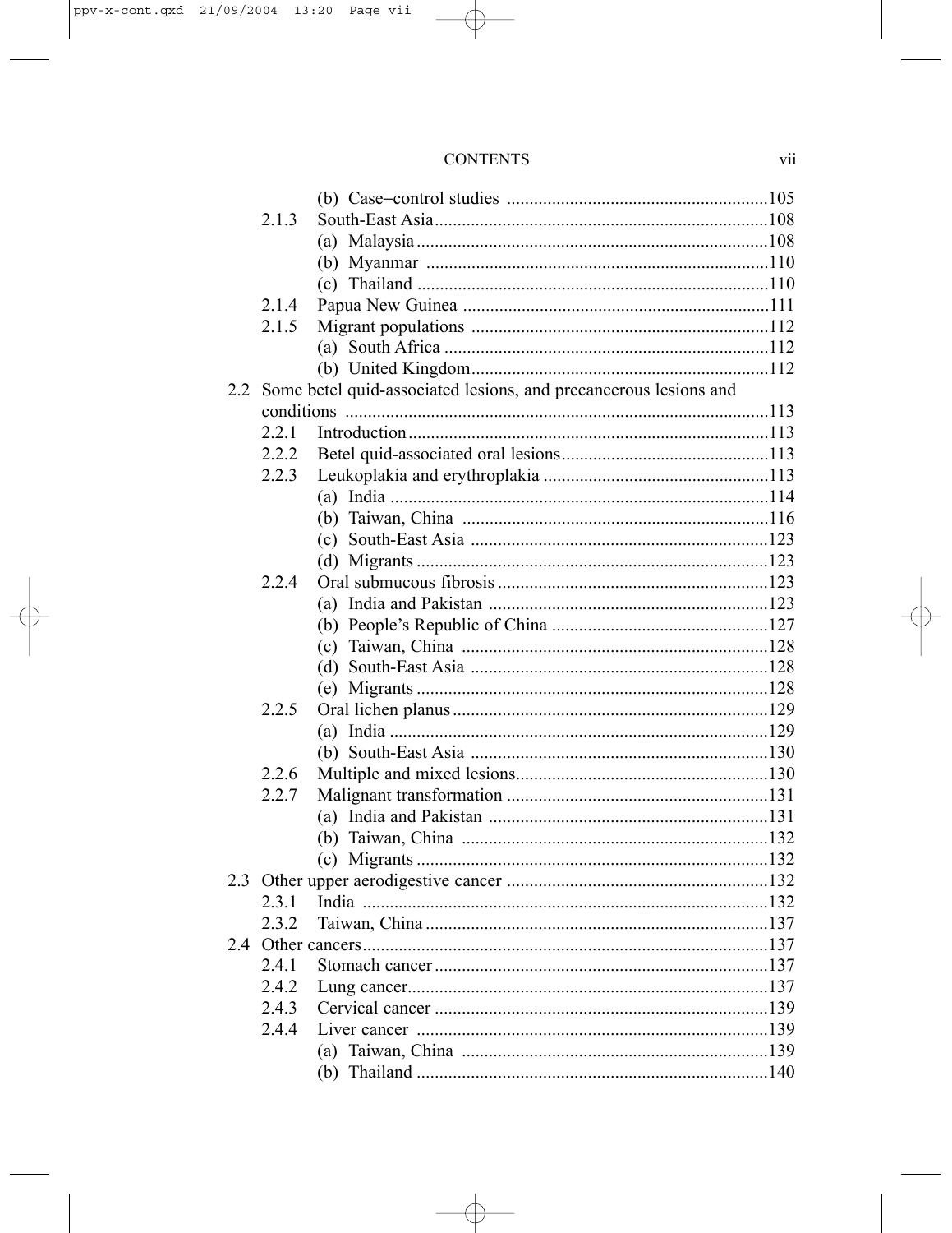(b) Case–control studies ..........................................................105

2.1.3 South-East Asia..........................................................................108

(a) Malaysia.............................................................................108

(b) Myanmar ...........................................................................110

(c) Thailand .............................................................................110

2.1.4 Papua New Guinea ....................................................................111

2.1.5 Migrant populations ..................................................................112

(a) South Africa ........................................................................112

(b) United Kingdom..................................................................112

2.2 Some betel quid-associated lesions, and precancerous lesions and conditions ..............................................................................................113

2.2.1 Introduction................................................................................113

2.2.2 Betel quid-associated oral lesions..............................................113

2.2.3 Leukoplakia and erythroplakia ..................................................113

(a) India ....................................................................................114

(b) Taiwan, China ....................................................................116

(c) South-East Asia ..................................................................123

(d) Migrants .............................................................................123

2.2.4 Oral submucous fibrosis ............................................................123

(a) India and Pakistan ..............................................................123

(b) People's Republic of China ................................................127

(c) Taiwan, China ....................................................................128

(d) South-East Asia ..................................................................128

(e) Migrants .............................................................................128

2.2.5 Oral lichen planus......................................................................129

(a) India ....................................................................................129

(b) South-East Asia ..................................................................130

2.2.6 Multiple and mixed lesions........................................................130

2.2.7 Malignant transformation ..........................................................131

(a) India and Pakistan ..............................................................131

(b) Taiwan, China ....................................................................132

(c) Migrants .............................................................................132

2.3 Other upper aerodigestive cancer ..........................................................132

2.3.1 India ..........................................................................................132

2.3.2 Taiwan, China ............................................................................137

2.4 Other cancers.........................................................................................137

2.4.1 Stomach cancer..........................................................................137

2.4.2 Lung cancer................................................................................137

2.4.3 Cervical cancer ..........................................................................139

2.4.4 Liver cancer ..............................................................................139

(a) Taiwan, China ....................................................................139

(b) Thailand .............................................................................140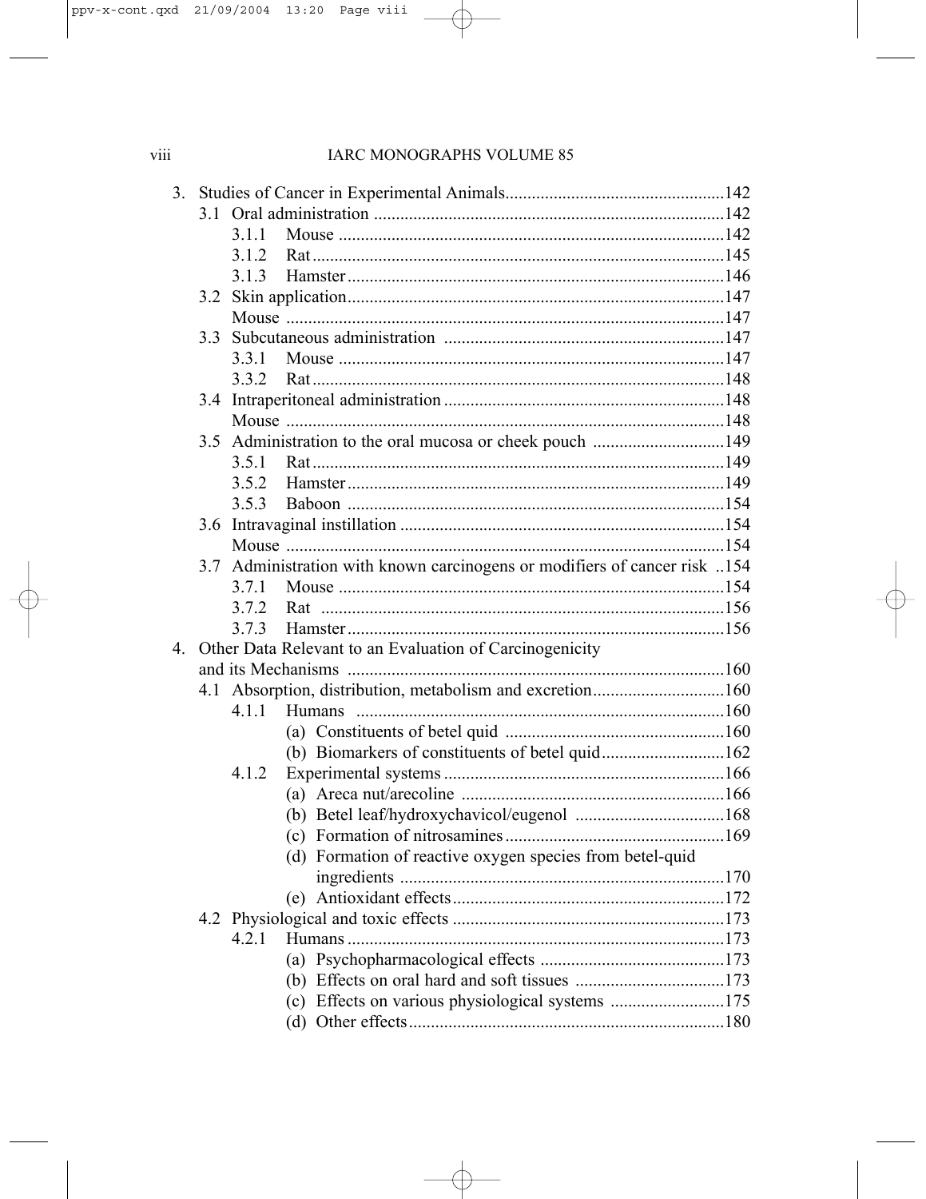3. Studies of Cancer in Experimental Animals..................................................142
   - 3.1 Oral administration ................................................................................142
     - 3.1.1 Mouse ........................................................................................142
     - 3.1.2 Rat..............................................................................................145
     - 3.1.3 Hamster......................................................................................146
   - 3.2 Skin application......................................................................................147
     - Mouse ....................................................................................................147
   - 3.3 Subcutaneous administration ................................................................147
     - 3.3.1 Mouse ........................................................................................147
     - 3.3.2 Rat..............................................................................................148
   - 3.4 Intraperitoneal administration ................................................................148
     - Mouse ....................................................................................................148
   - 3.5 Administration to the oral mucosa or cheek pouch ..............................149
     - 3.5.1 Rat..............................................................................................149
     - 3.5.2 Hamster......................................................................................149
     - 3.5.3 Baboon ......................................................................................154
   - 3.6 Intravaginal instillation ..........................................................................154
     - Mouse ....................................................................................................154
   - 3.7 Administration with known carcinogens or modifiers of cancer risk ..154
     - 3.7.1 Mouse ........................................................................................154
     - 3.7.2 Rat ............................................................................................156
     - 3.7.3 Hamster......................................................................................156

4. Other Data Relevant to an Evaluation of Carcinogenicity and its Mechanisms .....................................................................................160
   - 4.1 Absorption, distribution, metabolism and excretion..............................160
     - 4.1.1 Humans ....................................................................................160
       - (a) Constituents of betel quid ..................................................160
       - (b) Biomarkers of constituents of betel quid............................162
     - 4.1.2 Experimental systems ................................................................166
       - (a) Areca nut/arecoline ............................................................166
       - (b) Betel leaf/hydroxychavicol/eugenol ..................................168
       - (c) Formation of nitrosamines..................................................169
       - (d) Formation of reactive oxygen species from betel-quid ingredients ..........................................................................170
       - (e) Antioxidant effects..............................................................172
   - 4.2 Physiological and toxic effects ..............................................................173
     - 4.2.1 Humans......................................................................................173
       - (a) Psychopharmacological effects ..........................................173
       - (b) Effects on oral hard and soft tissues ..................................173
       - (c) Effects on various physiological systems ..........................175
       - (d) Other effects........................................................................180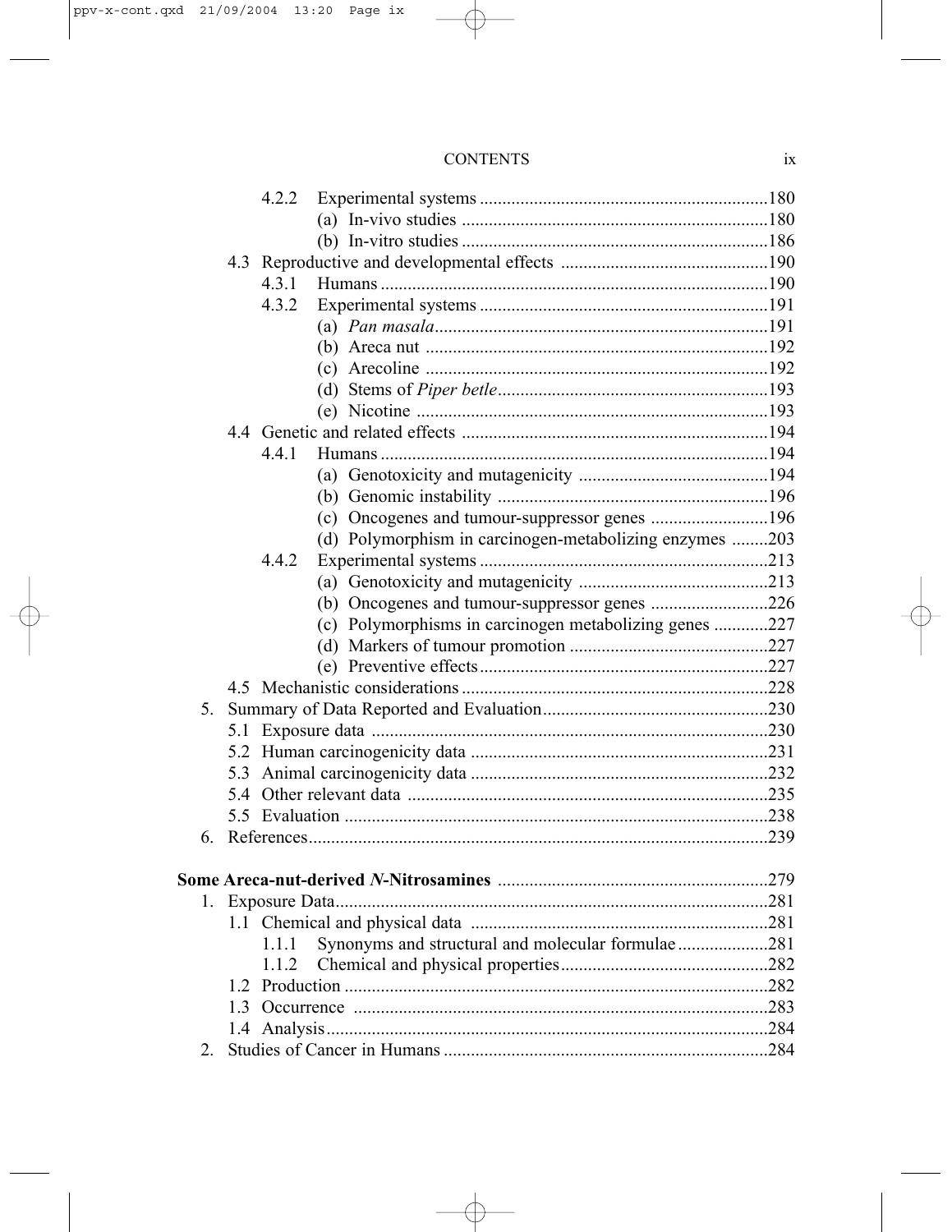4.2.2 Experimental systems ....180

(a) In-vivo studies ....180

(b) In-vitro studies ....186

4.3 Reproductive and developmental effects ....190

4.3.1 Humans ....190

4.3.2 Experimental systems ....191

(a) *Pan masala* ....191

(b) Areca nut ....192

(c) Arecoline ....192

(d) Stems of *Piper betle* ....193

(e) Nicotine ....193

4.4 Genetic and related effects ....194

4.4.1 Humans ....194

(a) Genotoxicity and mutagenicity ....194

(b) Genomic instability ....196

(c) Oncogenes and tumour-suppressor genes ....196

(d) Polymorphism in carcinogen-metabolizing enzymes ....203

4.4.2 Experimental systems ....213

(a) Genotoxicity and mutagenicity ....213

(b) Oncogenes and tumour-suppressor genes ....226

(c) Polymorphisms in carcinogen metabolizing genes ....227

(d) Markers of tumour promotion ....227

(e) Preventive effects ....227

4.5 Mechanistic considerations ....228

5. Summary of Data Reported and Evaluation ....230

5.1 Exposure data ....230

5.2 Human carcinogenicity data ....231

5.3 Animal carcinogenicity data ....232

5.4 Other relevant data ....235

5.5 Evaluation ....238

6. References ....239

**Some Areca-nut-derived *N*-Nitrosamines** ....279

1. Exposure Data ....281

1.1 Chemical and physical data ....281

1.1.1 Synonyms and structural and molecular formulae ....281

1.1.2 Chemical and physical properties ....282

1.2 Production ....282

1.3 Occurrence ....283

1.4 Analysis ....284

2. Studies of Cancer in Humans ....284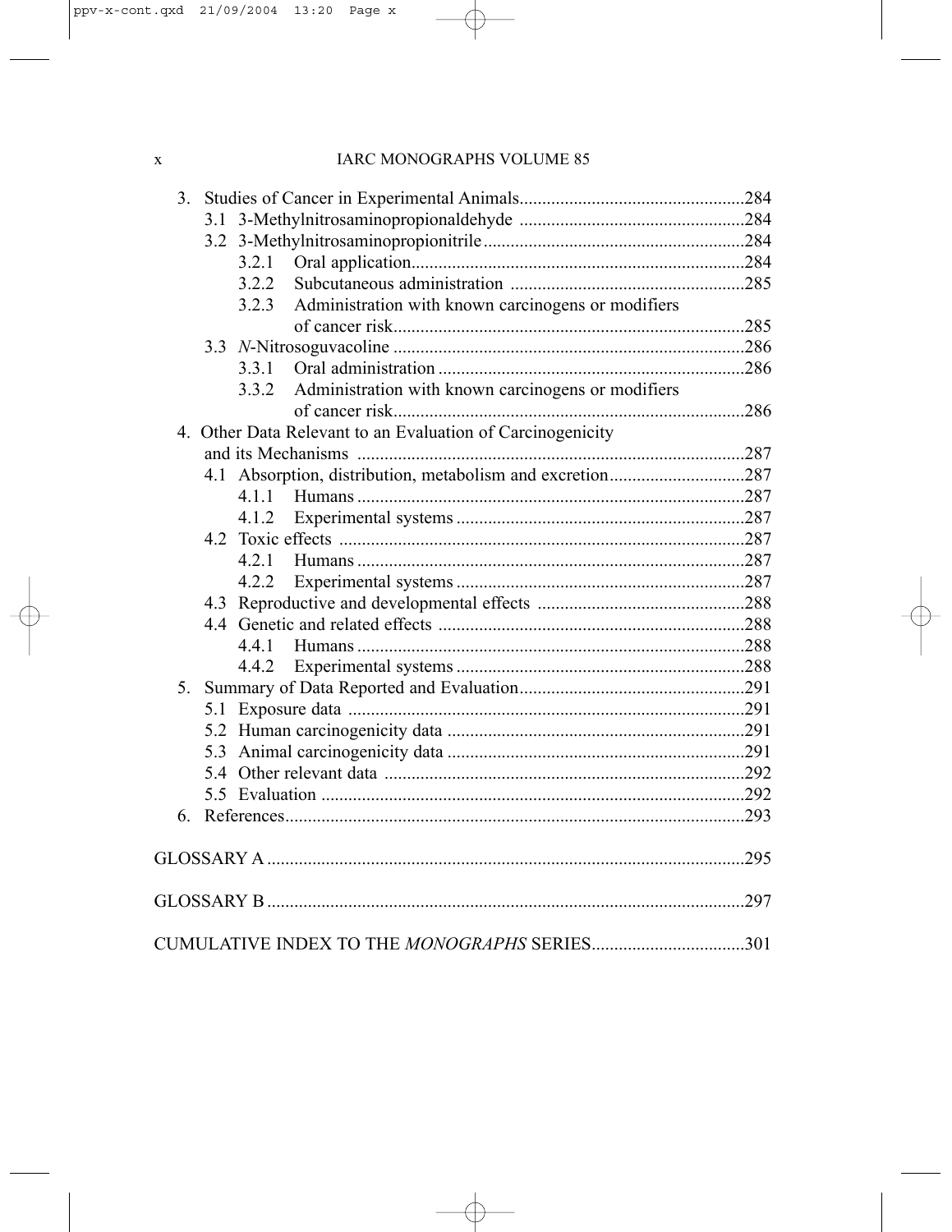3. Studies of Cancer in Experimental Animals.....284
   - 3.1 3-Methylnitrosaminopropionaldehyde .....284
   - 3.2 3-Methylnitrosaminopropionitrile.....284
     - 3.2.1 Oral application.....284
     - 3.2.2 Subcutaneous administration .....285
     - 3.2.3 Administration with known carcinogens or modifiers of cancer risk.....285
   - 3.3 *N*-Nitrosoguvacoline .....286
     - 3.3.1 Oral administration .....286
     - 3.3.2 Administration with known carcinogens or modifiers of cancer risk.....286
4. Other Data Relevant to an Evaluation of Carcinogenicity and its Mechanisms .....287
   - 4.1 Absorption, distribution, metabolism and excretion.....287
     - 4.1.1 Humans .....287
     - 4.1.2 Experimental systems .....287
   - 4.2 Toxic effects .....287
     - 4.2.1 Humans .....287
     - 4.2.2 Experimental systems .....287
   - 4.3 Reproductive and developmental effects .....288
   - 4.4 Genetic and related effects .....288
     - 4.4.1 Humans .....288
     - 4.4.2 Experimental systems .....288
5. Summary of Data Reported and Evaluation.....291
   - 5.1 Exposure data .....291
   - 5.2 Human carcinogenicity data .....291
   - 5.3 Animal carcinogenicity data .....291
   - 5.4 Other relevant data .....292
   - 5.5 Evaluation .....292
6. References.....293

GLOSSARY A .....295

GLOSSARY B .....297

CUMULATIVE INDEX TO THE *MONOGRAPHS* SERIES.....301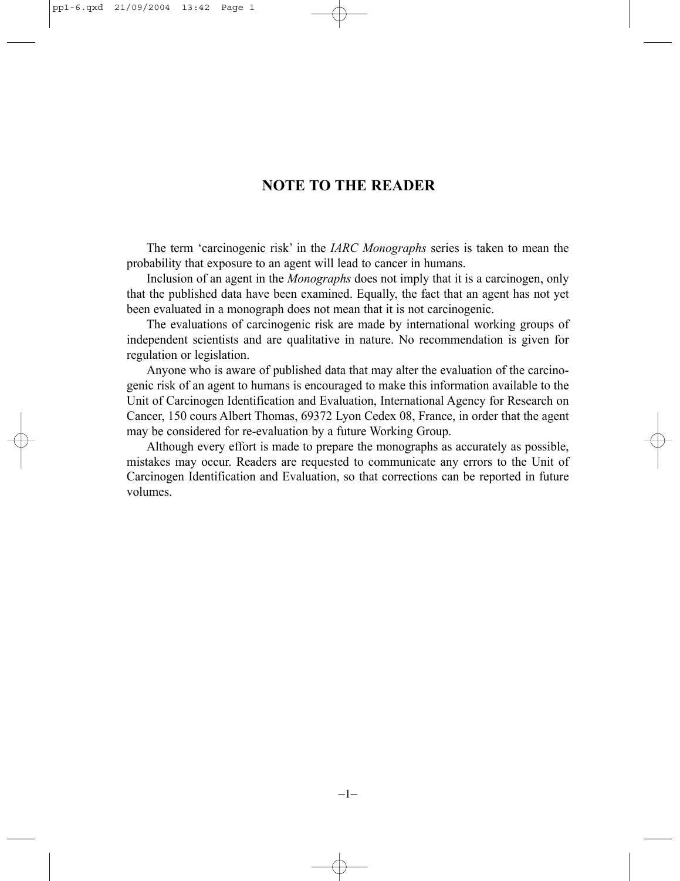## NOTE TO THE READER

The term 'carcinogenic risk' in the *IARC Monographs* series is taken to mean the probability that exposure to an agent will lead to cancer in humans.

Inclusion of an agent in the *Monographs* does not imply that it is a carcinogen, only that the published data have been examined. Equally, the fact that an agent has not yet been evaluated in a monograph does not mean that it is not carcinogenic.

The evaluations of carcinogenic risk are made by international working groups of independent scientists and are qualitative in nature. No recommendation is given for regulation or legislation.

Anyone who is aware of published data that may alter the evaluation of the carcinogenic risk of an agent to humans is encouraged to make this information available to the Unit of Carcinogen Identification and Evaluation, International Agency for Research on Cancer, 150 cours Albert Thomas, 69372 Lyon Cedex 08, France, in order that the agent may be considered for re-evaluation by a future Working Group.

Although every effort is made to prepare the monographs as accurately as possible, mistakes may occur. Readers are requested to communicate any errors to the Unit of Carcinogen Identification and Evaluation, so that corrections can be reported in future volumes.